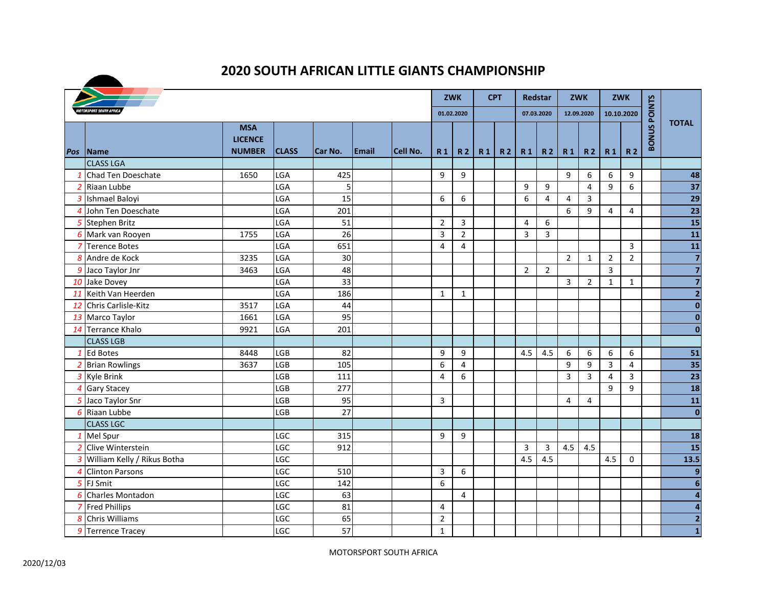# 2020 SOUTH AFRICAN LITTLE GIANTS CHAMPIONSHIP

| | | | | | | | ZWK | | CPT | | Redstar | | ZWK | | ZWK | | BONUS POINTS | TOTAL |
|---|---|---|---|---|---|---|---|---|---|---|---|---|---|---|---|---|---|---|
| | | | | | | | 01.02.2020 | | | | 07.03.2020 | | 12.09.2020 | | 10.10.2020 | | | |
| Pos | Name | MSA LICENCE NUMBER | CLASS | Car No. | Email | Cell No. | R 1 | R 2 | R 1 | R 2 | R 1 | R 2 | R 1 | R 2 | R 1 | R 2 | | |
| | CLASS LGA | | | | | | | | | | | | | | | | | |
| 1 | Chad Ten Doeschate | 1650 | LGA | 425 | | | 9 | 9 | | | | | 9 | 6 | 6 | 9 | | 48 |
| 2 | Riaan Lubbe | | LGA | 5 | | | | | | | 9 | 9 | | 4 | 9 | 6 | | 37 |
| 3 | Ishmael Baloyi | | LGA | 15 | | | 6 | 6 | | | 6 | 4 | 4 | 3 | | | | 29 |
| 4 | John Ten Doeschate | | LGA | 201 | | | | | | | | | 6 | 9 | 4 | 4 | | 23 |
| 5 | Stephen Britz | | LGA | 51 | | | 2 | 3 | | | 4 | 6 | | | | | | 15 |
| 6 | Mark van Rooyen | 1755 | LGA | 26 | | | 3 | 2 | | | 3 | 3 | | | | | | 11 |
| 7 | Terence Botes | | LGA | 651 | | | 4 | 4 | | | | | | | | 3 | | 11 |
| 8 | Andre de Kock | 3235 | LGA | 30 | | | | | | | | | 2 | 1 | 2 | 2 | | 7 |
| 9 | Jaco Taylor Jnr | 3463 | LGA | 48 | | | | | | | 2 | 2 | | | 3 | | | 7 |
| 10 | Jake Dovey | | LGA | 33 | | | | | | | | | 3 | 2 | 1 | 1 | | 7 |
| 11 | Keith Van Heerden | | LGA | 186 | | | 1 | 1 | | | | | | | | | | 2 |
| 12 | Chris Carlisle-Kitz | 3517 | LGA | 44 | | | | | | | | | | | | | | 0 |
| 13 | Marco Taylor | 1661 | LGA | 95 | | | | | | | | | | | | | | 0 |
| 14 | Terrance Khalo | 9921 | LGA | 201 | | | | | | | | | | | | | | 0 |
| | CLASS LGB | | | | | | | | | | | | | | | | | |
| 1 | Ed Botes | 8448 | LGB | 82 | | | 9 | 9 | | | 4.5 | 4.5 | 6 | 6 | 6 | 6 | | 51 |
| 2 | Brian Rowlings | 3637 | LGB | 105 | | | 6 | 4 | | | | | 9 | 9 | 3 | 4 | | 35 |
| 3 | Kyle Brink | | LGB | 111 | | | 4 | 6 | | | | | 3 | 3 | 4 | 3 | | 23 |
| 4 | Gary Stacey | | LGB | 277 | | | | | | | | | | | 9 | 9 | | 18 |
| 5 | Jaco Taylor Snr | | LGB | 95 | | | 3 | | | | | | 4 | 4 | | | | 11 |
| 6 | Riaan Lubbe | | LGB | 27 | | | | | | | | | | | | | | 0 |
| | CLASS LGC | | | | | | | | | | | | | | | | | |
| 1 | Mel Spur | | LGC | 315 | | | 9 | 9 | | | | | | | | | | 18 |
| 2 | Clive Winterstein | | LGC | 912 | | | | | | | 3 | 3 | 4.5 | 4.5 | | | | 15 |
| 3 | William Kelly / Rikus Botha | | LGC | | | | | | | | 4.5 | 4.5 | | | 4.5 | 0 | | 13.5 |
| 4 | Clinton Parsons | | LGC | 510 | | | 3 | 6 | | | | | | | | | | 9 |
| 5 | FJ Smit | | LGC | 142 | | | 6 | | | | | | | | | | | 6 |
| 6 | Charles Montadon | | LGC | 63 | | | | 4 | | | | | | | | | | 4 |
| 7 | Fred Phillips | | LGC | 81 | | | 4 | | | | | | | | | | | 4 |
| 8 | Chris Williams | | LGC | 65 | | | 2 | | | | | | | | | | | 2 |
| 9 | Terrence Tracey | | LGC | 57 | | | 1 | | | | | | | | | | | 1 |

MOTORSPORT SOUTH AFRICA

2020/12/03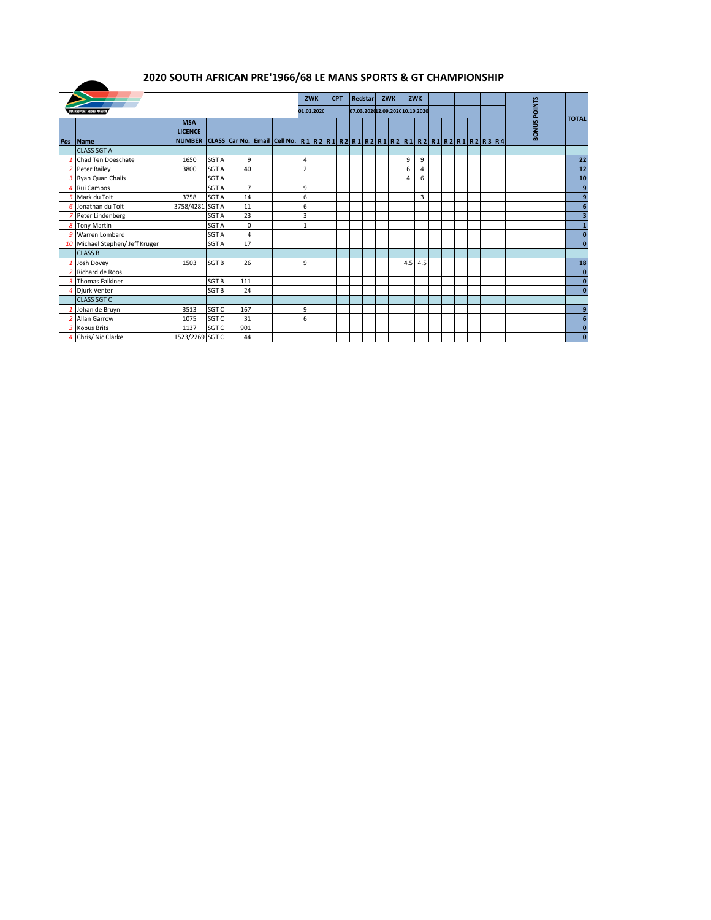# 2020 SOUTH AFRICAN PRE'1966/68 LE MANS SPORTS & GT CHAMPIONSHIP

| | | | | | | | ZWK | | CPT | | Redstar | | ZWK | | ZWK | | | | | | | | | | BONUS POINTS | TOTAL |
|---|---|---|---|---|---|---|---|---|---|---|---|---|---|---|---|---|---|---|---|---|---|---|---|---|---|---|
| | | | | | | | 01.02.2020 | | | | 07.03.2020 | | 12.09.2020 | | 10.10.2020 | | | | | | | | | | | |
| Pos | Name | MSA LICENCE NUMBER | CLASS | Car No. | Email | Cell No. | R 1 | R 2 | R 1 | R 2 | R 1 | R 2 | R 1 | R 2 | R 1 | R 2 | R 1 | R 2 | R 1 | R 2 | R 1 | R 2 | R 3 | R 4 | | |
| | CLASS SGT A | | | | | | | | | | | | | | | | | | | | | | | | | |
| 1 | Chad Ten Doeschate | 1650 | SGT A | 9 | | | 4 | | | | | | | | 9 | 9 | | | | | | | | | | 22 |
| 2 | Peter Bailey | 3800 | SGT A | 40 | | | 2 | | | | | | | | 6 | 4 | | | | | | | | | | 12 |
| 3 | Ryan Quan Chaiis | | SGT A | | | | | | | | | | | | 4 | 6 | | | | | | | | | | 10 |
| 4 | Rui Campos | | SGT A | 7 | | | 9 | | | | | | | | | | | | | | | | | | | 9 |
| 5 | Mark du Toit | 3758 | SGT A | 14 | | | 6 | | | | | | | | | 3 | | | | | | | | | | 9 |
| 6 | Jonathan du Toit | 3758/4281 | SGT A | 11 | | | 6 | | | | | | | | | | | | | | | | | | | 6 |
| 7 | Peter Lindenberg | | SGT A | 23 | | | 3 | | | | | | | | | | | | | | | | | | | 3 |
| 8 | Tony Martin | | SGT A | 0 | | | 1 | | | | | | | | | | | | | | | | | | | 1 |
| 9 | Warren Lombard | | SGT A | 4 | | | | | | | | | | | | | | | | | | | | | | 0 |
| 10 | Michael Stephen/ Jeff Kruger | | SGT A | 17 | | | | | | | | | | | | | | | | | | | | | | 0 |
| | CLASS B | | | | | | | | | | | | | | | | | | | | | | | | | |
| 1 | Josh Dovey | 1503 | SGT B | 26 | | | 9 | | | | | | | | 4.5 | 4.5 | | | | | | | | | | 18 |
| 2 | Richard de Roos | | | | | | | | | | | | | | | | | | | | | | | | | 0 |
| 3 | Thomas Falkiner | | SGT B | 111 | | | | | | | | | | | | | | | | | | | | | | 0 |
| 4 | Djurk Venter | | SGT B | 24 | | | | | | | | | | | | | | | | | | | | | | 0 |
| | CLASS SGT C | | | | | | | | | | | | | | | | | | | | | | | | | |
| 1 | Johan de Bruyn | 3513 | SGT C | 167 | | | 9 | | | | | | | | | | | | | | | | | | | 9 |
| 2 | Allan Garrow | 1075 | SGT C | 31 | | | 6 | | | | | | | | | | | | | | | | | | | 6 |
| 3 | Kobus Brits | 1137 | SGT C | 901 | | | | | | | | | | | | | | | | | | | | | | 0 |
| 4 | Chris/ Nic Clarke | 1523/2269 | SGT C | 44 | | | | | | | | | | | | | | | | | | | | | | 0 |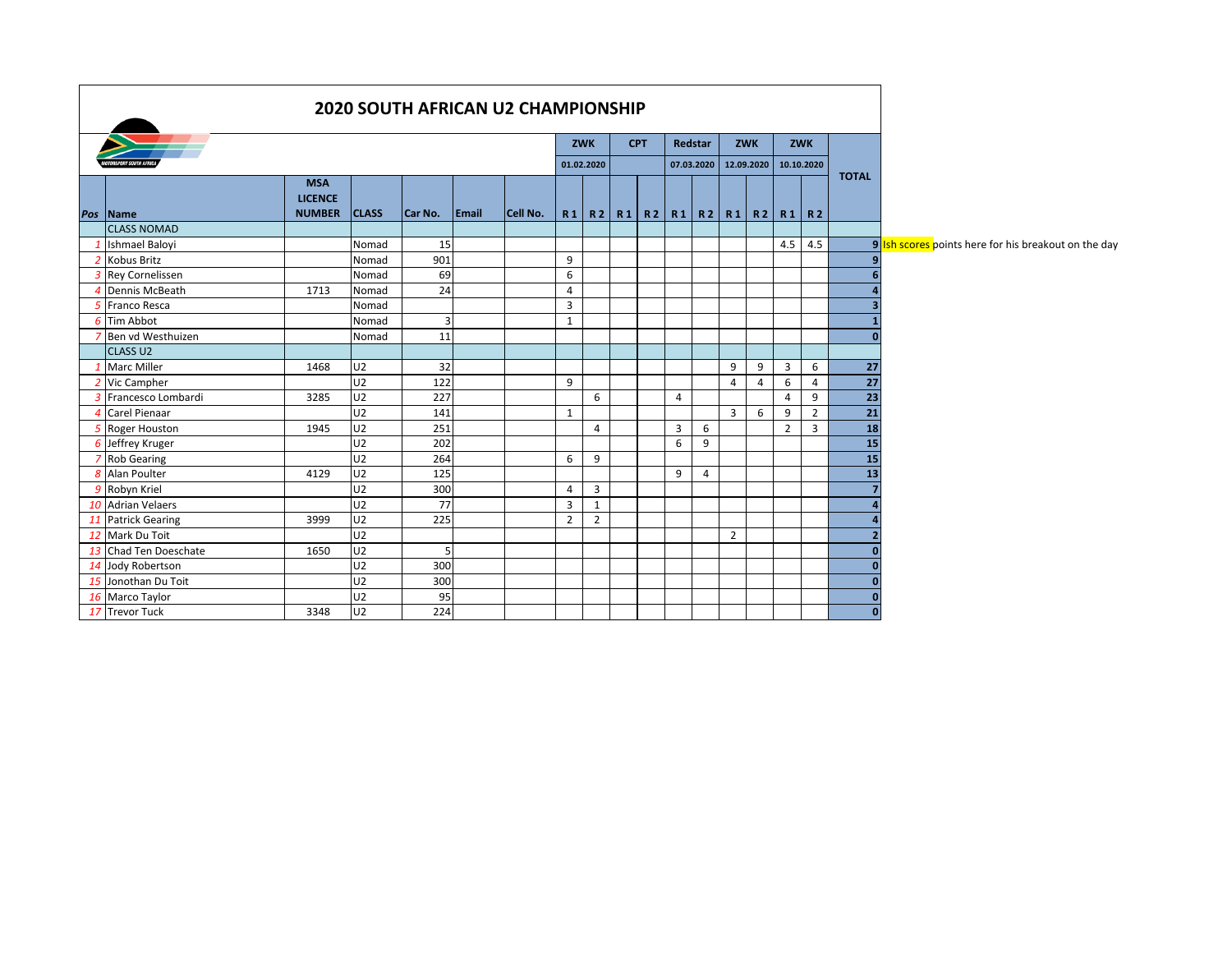# 2020 SOUTH AFRICAN U2 CHAMPIONSHIP

| Pos | Name | MSA LICENCE NUMBER | CLASS | Car No. | Email | Cell No. | ZWK 01.02.2020 R 1 | ZWK 01.02.2020 R 2 | CPT R 1 | CPT R 2 | Redstar 07.03.2020 R 1 | Redstar 07.03.2020 R 2 | ZWK 12.09.2020 R 1 | ZWK 12.09.2020 R 2 | ZWK 10.10.2020 R 1 | ZWK 10.10.2020 R 2 | TOTAL |
|---|---|---|---|---|---|---|---|---|---|---|---|---|---|---|---|---|---|
| | CLASS NOMAD | | | | | | | | | | | | | | | | |
| 1 | Ishmael Baloyi | | Nomad | 15 | | | | | | | | | | | 4.5 | 4.5 | 9 |
| 2 | Kobus Britz | | Nomad | 901 | | | 9 | | | | | | | | | | 9 |
| 3 | Rey Cornelissen | | Nomad | 69 | | | 6 | | | | | | | | | | 6 |
| 4 | Dennis McBeath | 1713 | Nomad | 24 | | | 4 | | | | | | | | | | 4 |
| 5 | Franco Resca | | Nomad | | | | 3 | | | | | | | | | | 3 |
| 6 | Tim Abbot | | Nomad | 3 | | | 1 | | | | | | | | | | 1 |
| 7 | Ben vd Westhuizen | | Nomad | 11 | | | | | | | | | | | | | 0 |
| | CLASS U2 | | | | | | | | | | | | | | | | |
| 1 | Marc Miller | 1468 | U2 | 32 | | | | | | | | | 9 | 9 | 3 | 6 | 27 |
| 2 | Vic Campher | | U2 | 122 | | | 9 | | | | | | 4 | 4 | 6 | 4 | 27 |
| 3 | Francesco Lombardi | 3285 | U2 | 227 | | | | 6 | | | 4 | | | | 4 | 9 | 23 |
| 4 | Carel Pienaar | | U2 | 141 | | | 1 | | | | | | 3 | 6 | 9 | 2 | 21 |
| 5 | Roger Houston | 1945 | U2 | 251 | | | | 4 | | | 3 | 6 | | | 2 | 3 | 18 |
| 6 | Jeffrey Kruger | | U2 | 202 | | | | | | | 6 | 9 | | | | | 15 |
| 7 | Rob Gearing | | U2 | 264 | | | 6 | 9 | | | | | | | | | 15 |
| 8 | Alan Poulter | 4129 | U2 | 125 | | | | | | | 9 | 4 | | | | | 13 |
| 9 | Robyn Kriel | | U2 | 300 | | | 4 | 3 | | | | | | | | | 7 |
| 10 | Adrian Velaers | | U2 | 77 | | | 3 | 1 | | | | | | | | | 4 |
| 11 | Patrick Gearing | 3999 | U2 | 225 | | | 2 | 2 | | | | | | | | | 4 |
| 12 | Mark Du Toit | | U2 | | | | | | | | | | 2 | | | | 2 |
| 13 | Chad Ten Doeschate | 1650 | U2 | 5 | | | | | | | | | | | | | 0 |
| 14 | Jody Robertson | | U2 | 300 | | | | | | | | | | | | | 0 |
| 15 | Jonothan Du Toit | | U2 | 300 | | | | | | | | | | | | | 0 |
| 16 | Marco Taylor | | U2 | 95 | | | | | | | | | | | | | 0 |
| 17 | Trevor Tuck | 3348 | U2 | 224 | | | | | | | | | | | | | 0 |

Ish scores points here for his breakout on the day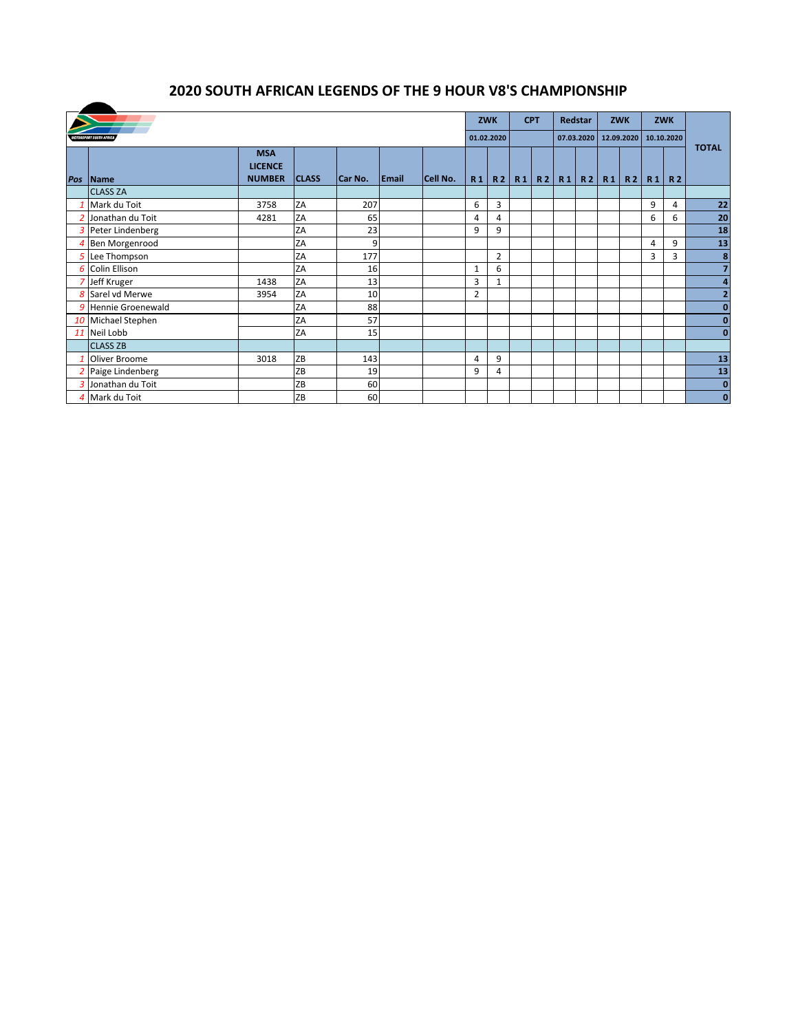# 2020 SOUTH AFRICAN LEGENDS OF THE 9 HOUR V8'S CHAMPIONSHIP

| | | | | | | | ZWK | | CPT | | Redstar | | ZWK | | ZWK | | TOTAL |
|---|---|---|---|---|---|---|---|---|---|---|---|---|---|---|---|---|---|
| | | | | | | | 01.02.2020 | | | | 07.03.2020 | | 12.09.2020 | | 10.10.2020 | | |
| Pos | Name | MSA LICENCE NUMBER | CLASS | Car No. | Email | Cell No. | R 1 | R 2 | R 1 | R 2 | R 1 | R 2 | R 1 | R 2 | R 1 | R 2 | |
| | CLASS ZA | | | | | | | | | | | | | | | | |
| 1 | Mark du Toit | 3758 | ZA | 207 | | | 6 | 3 | | | | | | | 9 | 4 | 22 |
| 2 | Jonathan du Toit | 4281 | ZA | 65 | | | 4 | 4 | | | | | | | 6 | 6 | 20 |
| 3 | Peter Lindenberg | | ZA | 23 | | | 9 | 9 | | | | | | | | | 18 |
| 4 | Ben Morgenrood | | ZA | 9 | | | | | | | | | | | 4 | 9 | 13 |
| 5 | Lee Thompson | | ZA | 177 | | | | 2 | | | | | | | 3 | 3 | 8 |
| 6 | Colin Ellison | | ZA | 16 | | | 1 | 6 | | | | | | | | | 7 |
| 7 | Jeff Kruger | 1438 | ZA | 13 | | | 3 | 1 | | | | | | | | | 4 |
| 8 | Sarel vd Merwe | 3954 | ZA | 10 | | | 2 | | | | | | | | | | 2 |
| 9 | Hennie Groenewald | | ZA | 88 | | | | | | | | | | | | | 0 |
| 10 | Michael Stephen | | ZA | 57 | | | | | | | | | | | | | 0 |
| 11 | Neil Lobb | | ZA | 15 | | | | | | | | | | | | | 0 |
| | CLASS ZB | | | | | | | | | | | | | | | | |
| 1 | Oliver Broome | 3018 | ZB | 143 | | | 4 | 9 | | | | | | | | | 13 |
| 2 | Paige Lindenberg | | ZB | 19 | | | 9 | 4 | | | | | | | | | 13 |
| 3 | Jonathan du Toit | | ZB | 60 | | | | | | | | | | | | | 0 |
| 4 | Mark du Toit | | ZB | 60 | | | | | | | | | | | | | 0 |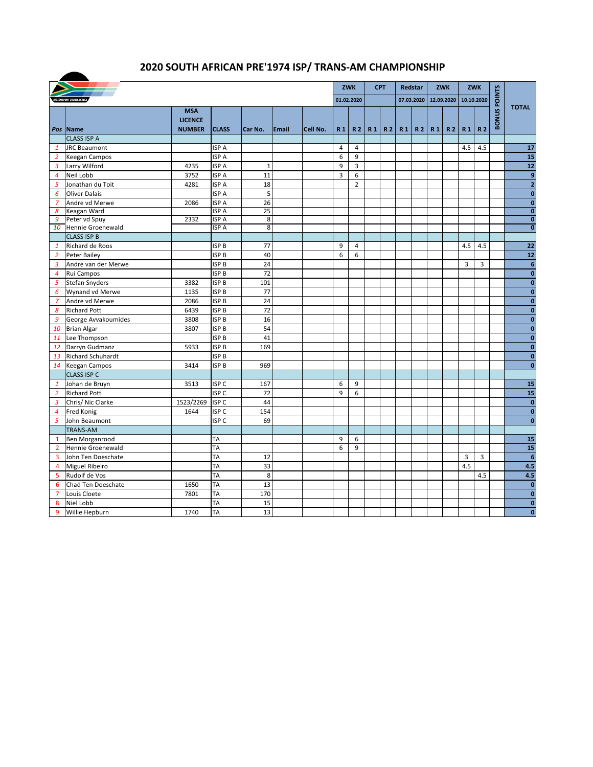# 2020 SOUTH AFRICAN PRE'1974 ISP/ TRANS-AM CHAMPIONSHIP

| | | | | | | | ZWK | | CPT | | Redstar | | ZWK | | ZWK | | BONUS POINTS | TOTAL |
|---|---|---|---|---|---|---|---|---|---|---|---|---|---|---|---|---|---|---|
| | | | | | | | 01.02.2020 | | | | 07.03.2020 | | 12.09.2020 | | 10.10.2020 | | | |
| Pos | Name | MSA LICENCE NUMBER | CLASS | Car No. | Email | Cell No. | R 1 | R 2 | R 1 | R 2 | R 1 | R 2 | R 1 | R 2 | R 1 | R 2 | | |
| | CLASS ISP A | | | | | | | | | | | | | | | | | |
| 1 | JRC Beaumont | | ISP A | | | | 4 | 4 | | | | | | | 4.5 | 4.5 | | 17 |
| 2 | Keegan Campos | | ISP A | | | | 6 | 9 | | | | | | | | | | 15 |
| 3 | Larry Wilford | 4235 | ISP A | 1 | | | 9 | 3 | | | | | | | | | | 12 |
| 4 | Neil Lobb | 3752 | ISP A | 11 | | | 3 | 6 | | | | | | | | | | 9 |
| 5 | Jonathan du Toit | 4281 | ISP A | 18 | | | | 2 | | | | | | | | | | 2 |
| 6 | Oliver Dalais | | ISP A | 5 | | | | | | | | | | | | | | 0 |
| 7 | Andre vd Merwe | 2086 | ISP A | 26 | | | | | | | | | | | | | | 0 |
| 8 | Keagan Ward | | ISP A | 25 | | | | | | | | | | | | | | 0 |
| 9 | Peter vd Spuy | 2332 | ISP A | 8 | | | | | | | | | | | | | | 0 |
| 10 | Hennie Groenewald | | ISP A | 8 | | | | | | | | | | | | | | 0 |
| | CLASS ISP B | | | | | | | | | | | | | | | | | |
| 1 | Richard de Roos | | ISP B | 77 | | | 9 | 4 | | | | | | | 4.5 | 4.5 | | 22 |
| 2 | Peter Bailey | | ISP B | 40 | | | 6 | 6 | | | | | | | | | | 12 |
| 3 | Andre van der Merwe | | ISP B | 24 | | | | | | | | | | | 3 | 3 | | 6 |
| 4 | Rui Campos | | ISP B | 72 | | | | | | | | | | | | | | 0 |
| 5 | Stefan Snyders | 3382 | ISP B | 101 | | | | | | | | | | | | | | 0 |
| 6 | Wynand vd Merwe | 1135 | ISP B | 77 | | | | | | | | | | | | | | 0 |
| 7 | Andre vd Merwe | 2086 | ISP B | 24 | | | | | | | | | | | | | | 0 |
| 8 | Richard Pott | 6439 | ISP B | 72 | | | | | | | | | | | | | | 0 |
| 9 | George Avvakoumides | 3808 | ISP B | 16 | | | | | | | | | | | | | | 0 |
| 10 | Brian Algar | 3807 | ISP B | 54 | | | | | | | | | | | | | | 0 |
| 11 | Lee Thompson | | ISP B | 41 | | | | | | | | | | | | | | 0 |
| 12 | Darryn Gudmanz | 5933 | ISP B | 169 | | | | | | | | | | | | | | 0 |
| 13 | Richard Schuhardt | | ISP B | | | | | | | | | | | | | | | 0 |
| 14 | Keegan Campos | 3414 | ISP B | 969 | | | | | | | | | | | | | | 0 |
| | CLASS ISP C | | | | | | | | | | | | | | | | | |
| 1 | Johan de Bruyn | 3513 | ISP C | 167 | | | 6 | 9 | | | | | | | | | | 15 |
| 2 | Richard Pott | | ISP C | 72 | | | 9 | 6 | | | | | | | | | | 15 |
| 3 | Chris/ Nic Clarke | 1523/2269 | ISP C | 44 | | | | | | | | | | | | | | 0 |
| 4 | Fred Konig | 1644 | ISP C | 154 | | | | | | | | | | | | | | 0 |
| 5 | John Beaumont | | ISP C | 69 | | | | | | | | | | | | | | 0 |
| | TRANS-AM | | | | | | | | | | | | | | | | | |
| 1 | Ben Morganrood | | TA | | | | 9 | 6 | | | | | | | | | | 15 |
| 2 | Hennie Groenewald | | TA | | | | 6 | 9 | | | | | | | | | | 15 |
| 3 | John Ten Doeschate | | TA | 12 | | | | | | | | | | | 3 | 3 | | 6 |
| 4 | Miguel Ribeiro | | TA | 33 | | | | | | | | | | | 4.5 | | | 4.5 |
| 5 | Rudolf de Vos | | TA | 8 | | | | | | | | | | | | 4.5 | | 4.5 |
| 6 | Chad Ten Doeschate | 1650 | TA | 13 | | | | | | | | | | | | | | 0 |
| 7 | Louis Cloete | 7801 | TA | 170 | | | | | | | | | | | | | | 0 |
| 8 | Niel Lobb | | TA | 15 | | | | | | | | | | | | | | 0 |
| 9 | Willie Hepburn | 1740 | TA | 13 | | | | | | | | | | | | | | 0 |